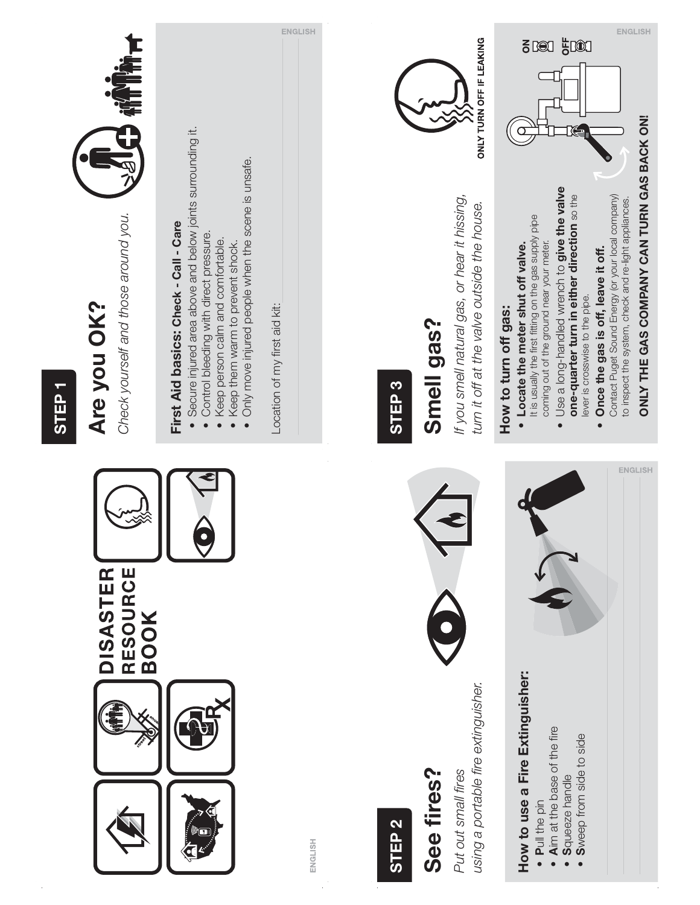# DISASTER RESOURCE BOOK

ENGLISH

## STEP 1

# Are you OK?

*Check yourself and those around you.*

**First Aid basics: Check - Call - Care**

- Secure injured area above and below joints surrounding it.
- Control bleeding with direct pressure.
- Keep person calm and comfortable.
- Keep them warm to prevent shock.
- Only move injured people when the scene is unsafe.

Location of my first aid kit:

ENGLISH

## STEP 2

# See fires?

*Put out small fires using a portable fire extinguisher.*

**How to use a Fire Extinguisher:**

- **P**ull the pin
- **A**im at the base of the fire
- **S**queeze handle
- **S**weep from side to side

ENGLISH

## STEP 3

# Smell gas?

*If you smell natural gas, or hear it hissing, turn it off at the valve outside the house.*

ONLY TURN OFF IF LEAKING

**How to turn off gas:**

- **Locate the meter shut off valve.** It is usually the first fitting on the gas supply pipe coming out of the ground near your meter.
- Use a long-handled wrench to **give the valve one-quarter turn in either direction** so the lever is crosswise to the pipe.
- **Once the gas is off, leave it off.** Contact Puget Sound Energy (or your local company) to inspect the system, check and re-light appliances.

ON

OFF

**ONLY THE GAS COMPANY CAN TURN GAS BACK ON!**

ENGLISH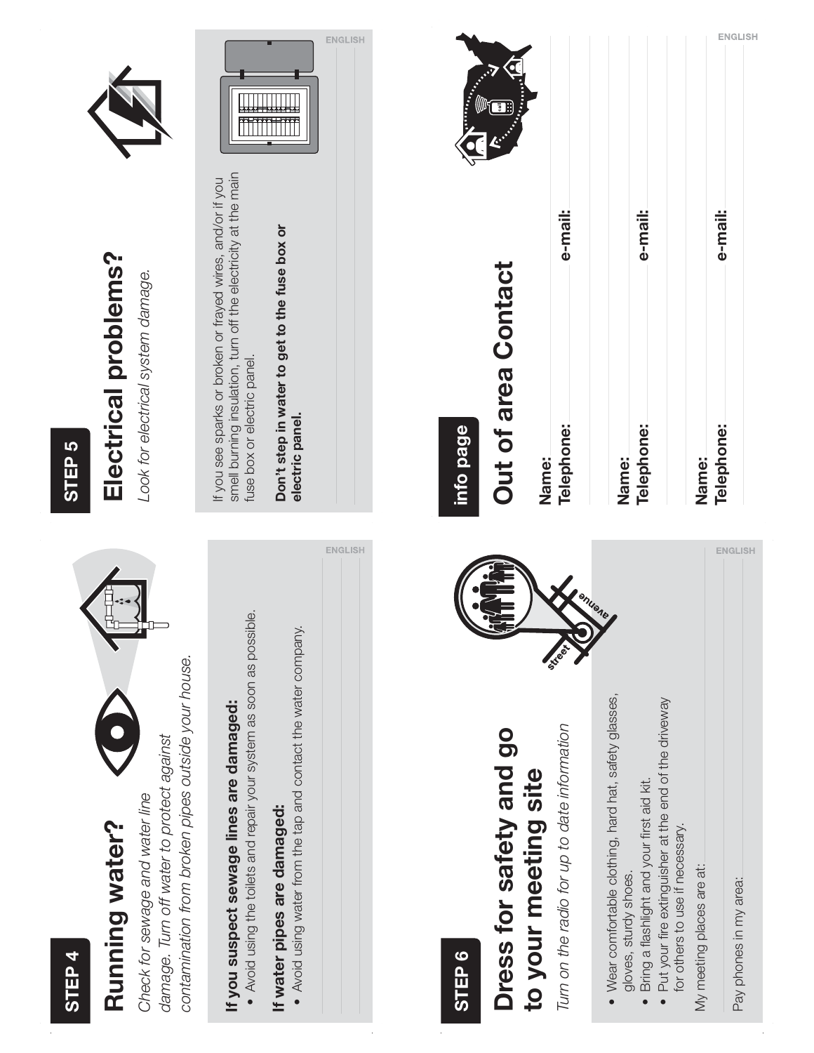## STEP 4

# Running water?

*Check for sewage and water line damage. Turn off water to protect against contamination from broken pipes outside your house.*

**If you suspect sewage lines are damaged:**

- Avoid using the toilets and repair your system as soon as possible.

**If water pipes are damaged:**

- Avoid using water from the tap and contact the water company.

ENGLISH

## STEP 5

# Electrical problems?

*Look for electrical system damage.*

If you see sparks or broken or frayed wires, and/or if you smell burning insulation, turn off the electricity at the main fuse box or electric panel.

**Don't step in water to get to the fuse box or electric panel.**

ENGLISH

## STEP 6

# Dress for safety and go to your meeting site

*Turn on the radio for up to date information*

- Wear comfortable clothing, hard hat, safety glasses, gloves, sturdy shoes.
- Bring a flashlight and your first aid kit.
- Put your fire extinguisher at the end of the driveway for others to use if necessary.

My meeting places are at:

Pay phones in my area:

ENGLISH

## info page

# Out of area Contact

**Name:**
**Telephone:** **e-mail:**

**Name:**
**Telephone:** **e-mail:**

**Name:**
**Telephone:** **e-mail:**

ENGLISH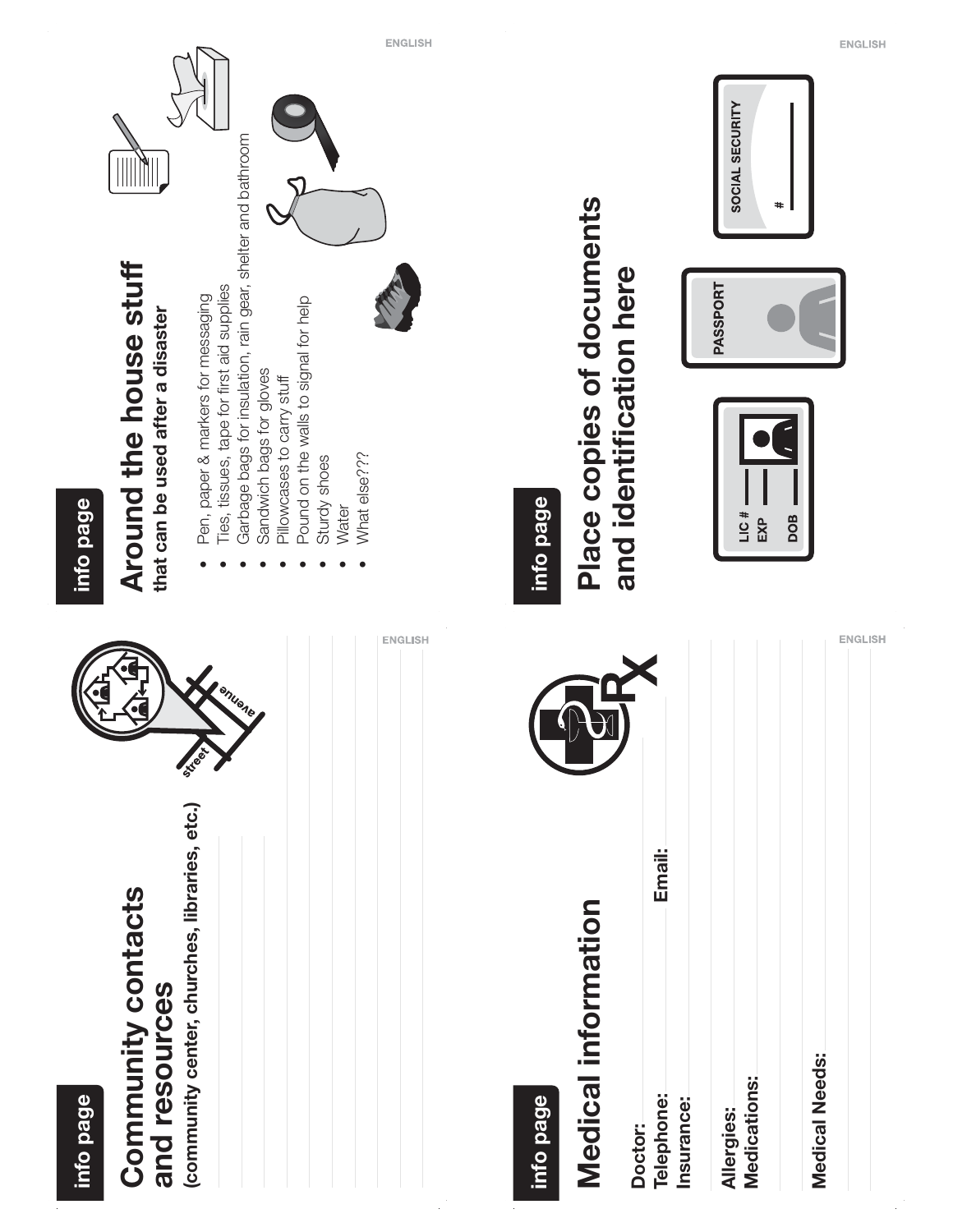## info page

# Community contacts and resources

**(community center, churches, libraries, etc.)**

## info page

# Around the house stuff

**that can be used after a disaster**

- Pen, paper & markers for messaging
- Ties, tissues, tape for first aid supplies
- Garbage bags for insulation, rain gear, shelter and bathroom
- Sandwich bags for gloves
- Pillowcases to carry stuff
- Pound on the walls to signal for help
- Sturdy shoes
- Water
- What else???

## info page

# Medical information

**Doctor:**

**Telephone:** **Email:**

**Insurance:**

**Allergies:**

**Medications:**

**Medical Needs:**

## info page

# Place copies of documents and identification here

LIC #

EXP

DOB

PASSPORT

SOCIAL SECURITY

#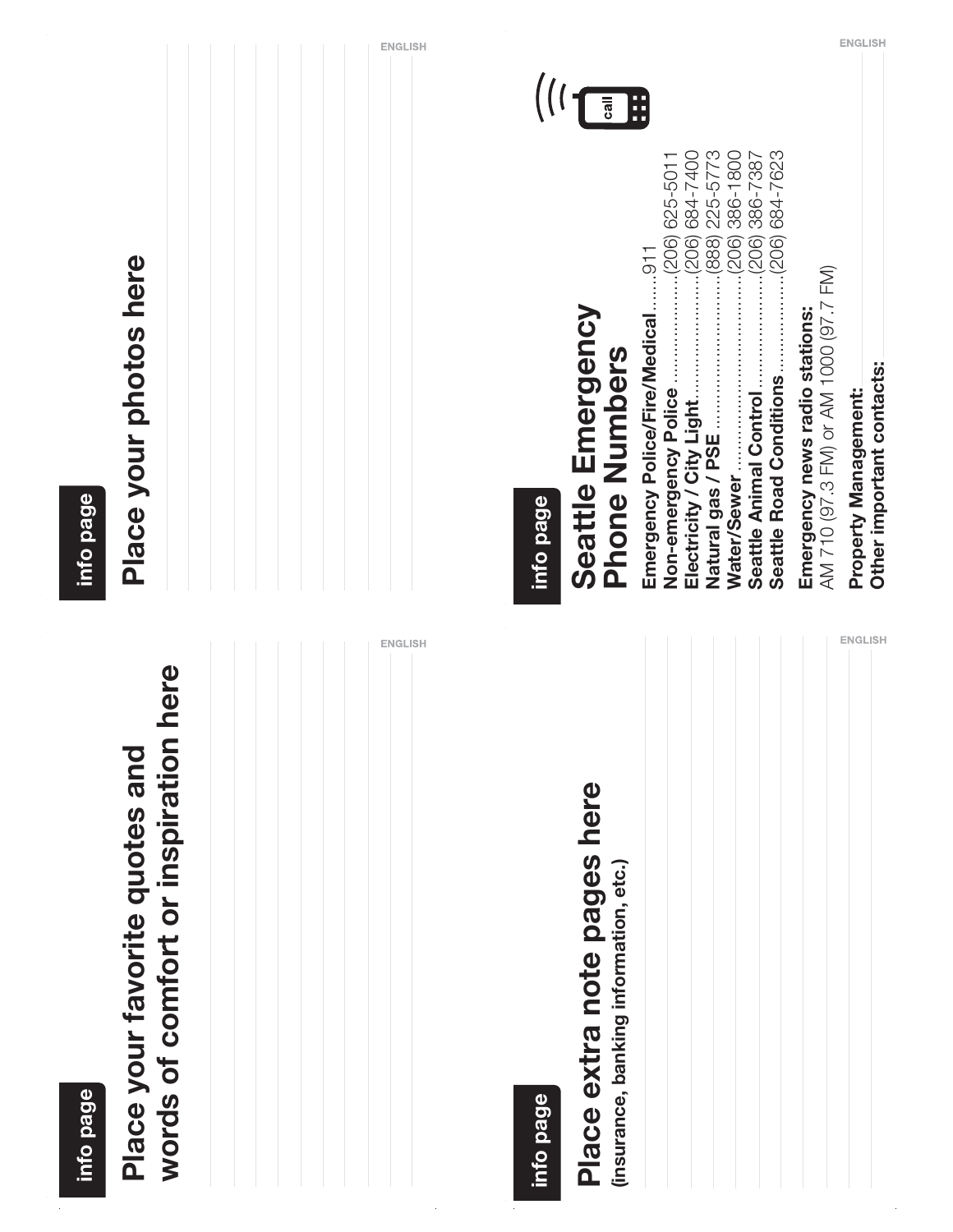info page

# Place your favorite quotes and words of comfort or inspiration here

ENGLISH

info page

# Place your photos here

ENGLISH

info page

# Place extra note pages here

**(insurance, banking information, etc.)**

ENGLISH

info page

# Seattle Emergency Phone Numbers

**Emergency Police/Fire/Medical**......911
**Non-emergency Police**......(206) 625-5011
**Electricity / City Light**......(206) 684-7400
**Natural gas / PSE**......(888) 225-5773
**Water/Sewer**......(206) 386-1800
**Seattle Animal Control**......(206) 386-7387
**Seattle Road Conditions**......(206) 684-7623

**Emergency news radio stations:**
AM 710 (97.3 FM) or AM 1000 (97.7 FM)

**Property Management:**
**Other important contacts:**

ENGLISH